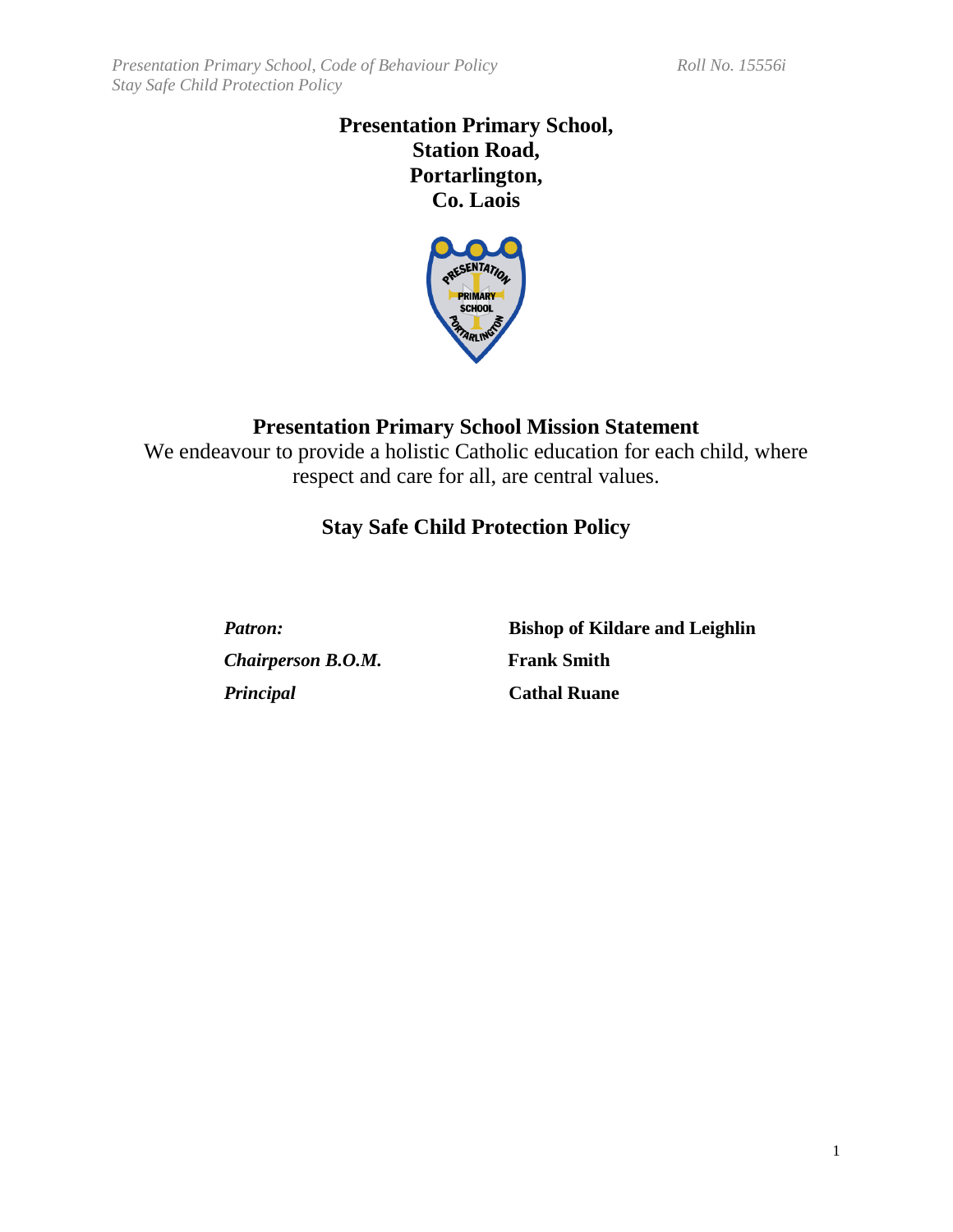**Presentation Primary School,**
**Station Road,**
**Portarlington,**
**Co. Laois**

## Presentation Primary School Mission Statement

We endeavour to provide a holistic Catholic education for each child, where respect and care for all, are central values.

# Stay Safe Child Protection Policy

| | |
|---|---|
| ***Patron:*** | **Bishop of Kildare and Leighlin** |
| ***Chairperson B.O.M.*** | **Frank Smith** |
| ***Principal*** | **Cathal Ruane** |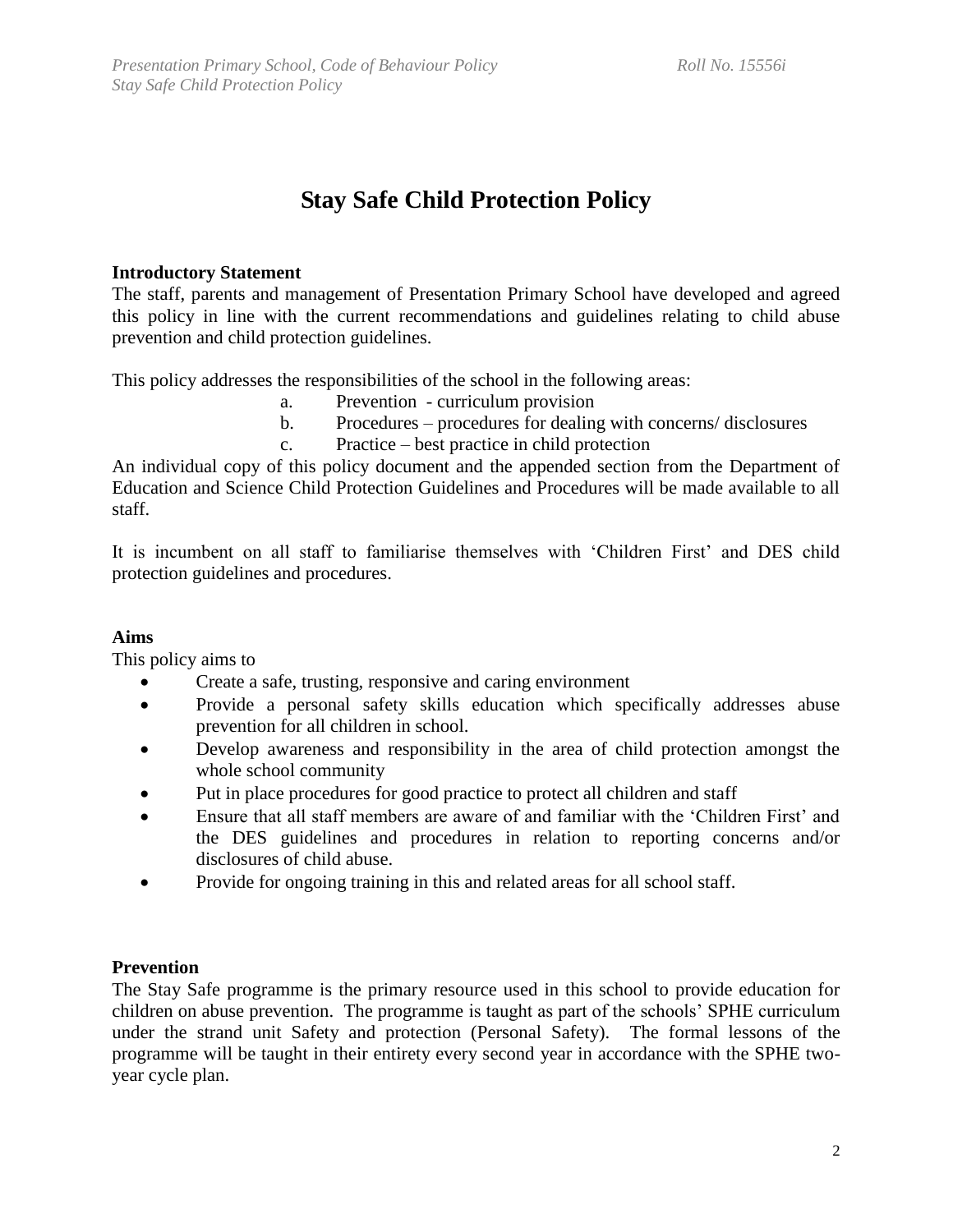# Stay Safe Child Protection Policy

**Introductory Statement**

The staff, parents and management of Presentation Primary School have developed and agreed this policy in line with the current recommendations and guidelines relating to child abuse prevention and child protection guidelines.

This policy addresses the responsibilities of the school in the following areas:

a. Prevention - curriculum provision
b. Procedures – procedures for dealing with concerns/ disclosures
c. Practice – best practice in child protection

An individual copy of this policy document and the appended section from the Department of Education and Science Child Protection Guidelines and Procedures will be made available to all staff.

It is incumbent on all staff to familiarise themselves with 'Children First' and DES child protection guidelines and procedures.

**Aims**

This policy aims to

- Create a safe, trusting, responsive and caring environment
- Provide a personal safety skills education which specifically addresses abuse prevention for all children in school.
- Develop awareness and responsibility in the area of child protection amongst the whole school community
- Put in place procedures for good practice to protect all children and staff
- Ensure that all staff members are aware of and familiar with the 'Children First' and the DES guidelines and procedures in relation to reporting concerns and/or disclosures of child abuse.
- Provide for ongoing training in this and related areas for all school staff.

**Prevention**

The Stay Safe programme is the primary resource used in this school to provide education for children on abuse prevention. The programme is taught as part of the schools' SPHE curriculum under the strand unit Safety and protection (Personal Safety). The formal lessons of the programme will be taught in their entirety every second year in accordance with the SPHE two-year cycle plan.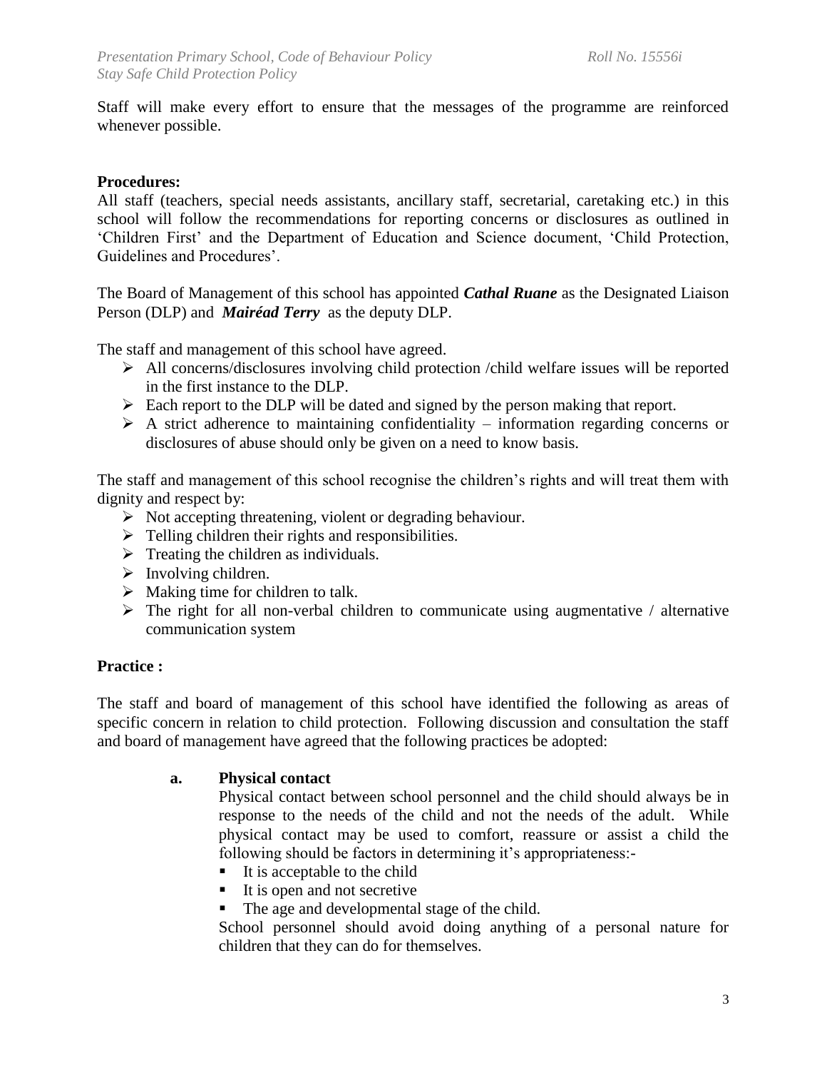Staff will make every effort to ensure that the messages of the programme are reinforced whenever possible.

**Procedures:**
All staff (teachers, special needs assistants, ancillary staff, secretarial, caretaking etc.) in this school will follow the recommendations for reporting concerns or disclosures as outlined in 'Children First' and the Department of Education and Science document, 'Child Protection, Guidelines and Procedures'.

The Board of Management of this school has appointed ***Cathal Ruane*** as the Designated Liaison Person (DLP) and ***Mairéad Terry*** as the deputy DLP.

The staff and management of this school have agreed.

- All concerns/disclosures involving child protection /child welfare issues will be reported in the first instance to the DLP.
- Each report to the DLP will be dated and signed by the person making that report.
- A strict adherence to maintaining confidentiality – information regarding concerns or disclosures of abuse should only be given on a need to know basis.

The staff and management of this school recognise the children's rights and will treat them with dignity and respect by:

- Not accepting threatening, violent or degrading behaviour.
- Telling children their rights and responsibilities.
- Treating the children as individuals.
- Involving children.
- Making time for children to talk.
- The right for all non-verbal children to communicate using augmentative / alternative communication system

**Practice :**

The staff and board of management of this school have identified the following as areas of specific concern in relation to child protection. Following discussion and consultation the staff and board of management have agreed that the following practices be adopted:

**a. Physical contact**

Physical contact between school personnel and the child should always be in response to the needs of the child and not the needs of the adult. While physical contact may be used to comfort, reassure or assist a child the following should be factors in determining it's appropriateness:-

- It is acceptable to the child
- It is open and not secretive
- The age and developmental stage of the child.

School personnel should avoid doing anything of a personal nature for children that they can do for themselves.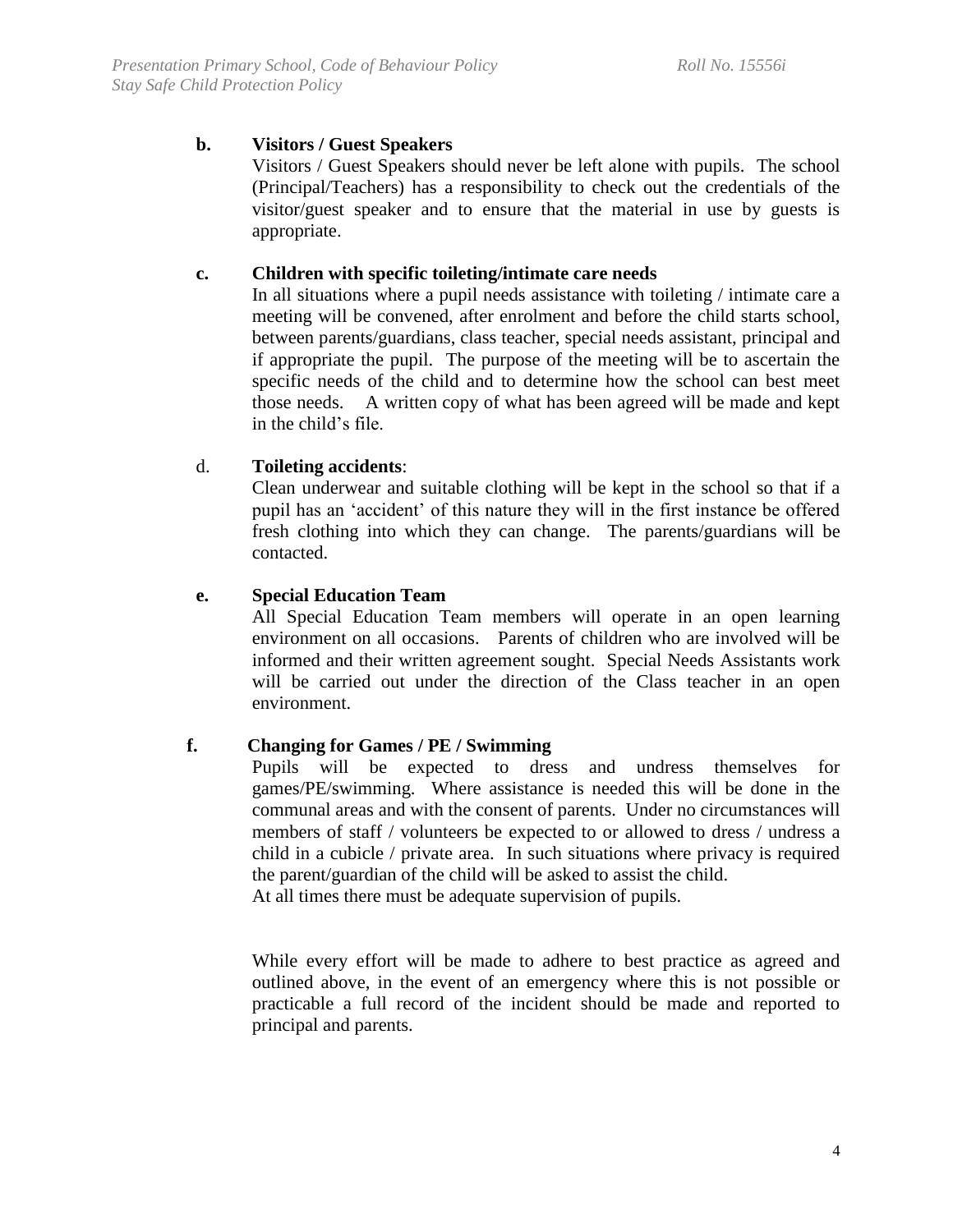**b. Visitors / Guest Speakers**

Visitors / Guest Speakers should never be left alone with pupils. The school (Principal/Teachers) has a responsibility to check out the credentials of the visitor/guest speaker and to ensure that the material in use by guests is appropriate.

**c. Children with specific toileting/intimate care needs**

In all situations where a pupil needs assistance with toileting / intimate care a meeting will be convened, after enrolment and before the child starts school, between parents/guardians, class teacher, special needs assistant, principal and if appropriate the pupil. The purpose of the meeting will be to ascertain the specific needs of the child and to determine how the school can best meet those needs. A written copy of what has been agreed will be made and kept in the child's file.

d. **Toileting accidents**:

Clean underwear and suitable clothing will be kept in the school so that if a pupil has an 'accident' of this nature they will in the first instance be offered fresh clothing into which they can change. The parents/guardians will be contacted.

**e. Special Education Team**

All Special Education Team members will operate in an open learning environment on all occasions. Parents of children who are involved will be informed and their written agreement sought. Special Needs Assistants work will be carried out under the direction of the Class teacher in an open environment.

**f. Changing for Games / PE / Swimming**

Pupils will be expected to dress and undress themselves for games/PE/swimming. Where assistance is needed this will be done in the communal areas and with the consent of parents. Under no circumstances will members of staff / volunteers be expected to or allowed to dress / undress a child in a cubicle / private area. In such situations where privacy is required the parent/guardian of the child will be asked to assist the child.

At all times there must be adequate supervision of pupils.

While every effort will be made to adhere to best practice as agreed and outlined above, in the event of an emergency where this is not possible or practicable a full record of the incident should be made and reported to principal and parents.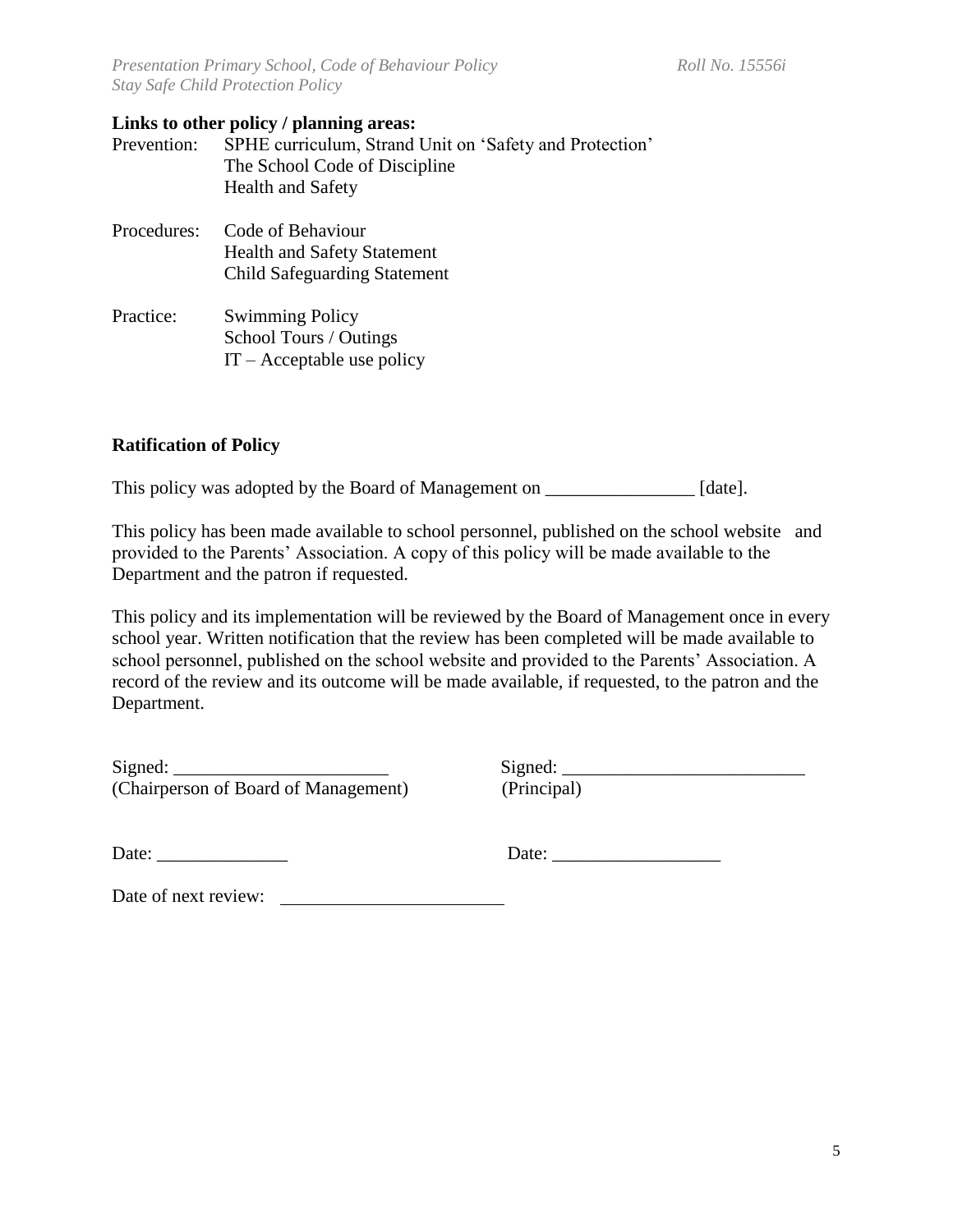**Links to other policy / planning areas:**

| | |
|---|---|
| Prevention: | SPHE curriculum, Strand Unit on 'Safety and Protection'<br>The School Code of Discipline<br>Health and Safety |
| Procedures: | Code of Behaviour<br>Health and Safety Statement<br>Child Safeguarding Statement |
| Practice: | Swimming Policy<br>School Tours / Outings<br>IT – Acceptable use policy |

**Ratification of Policy**

This policy was adopted by the Board of Management on ________________ [date].

This policy has been made available to school personnel, published on the school website and provided to the Parents' Association. A copy of this policy will be made available to the Department and the patron if requested.

This policy and its implementation will be reviewed by the Board of Management once in every school year. Written notification that the review has been completed will be made available to school personnel, published on the school website and provided to the Parents' Association. A record of the review and its outcome will be made available, if requested, to the patron and the Department.

Signed: _______________________
(Chairperson of Board of Management)

Signed: __________________________
(Principal)

Date: ______________

Date: __________________

Date of next review: ________________________